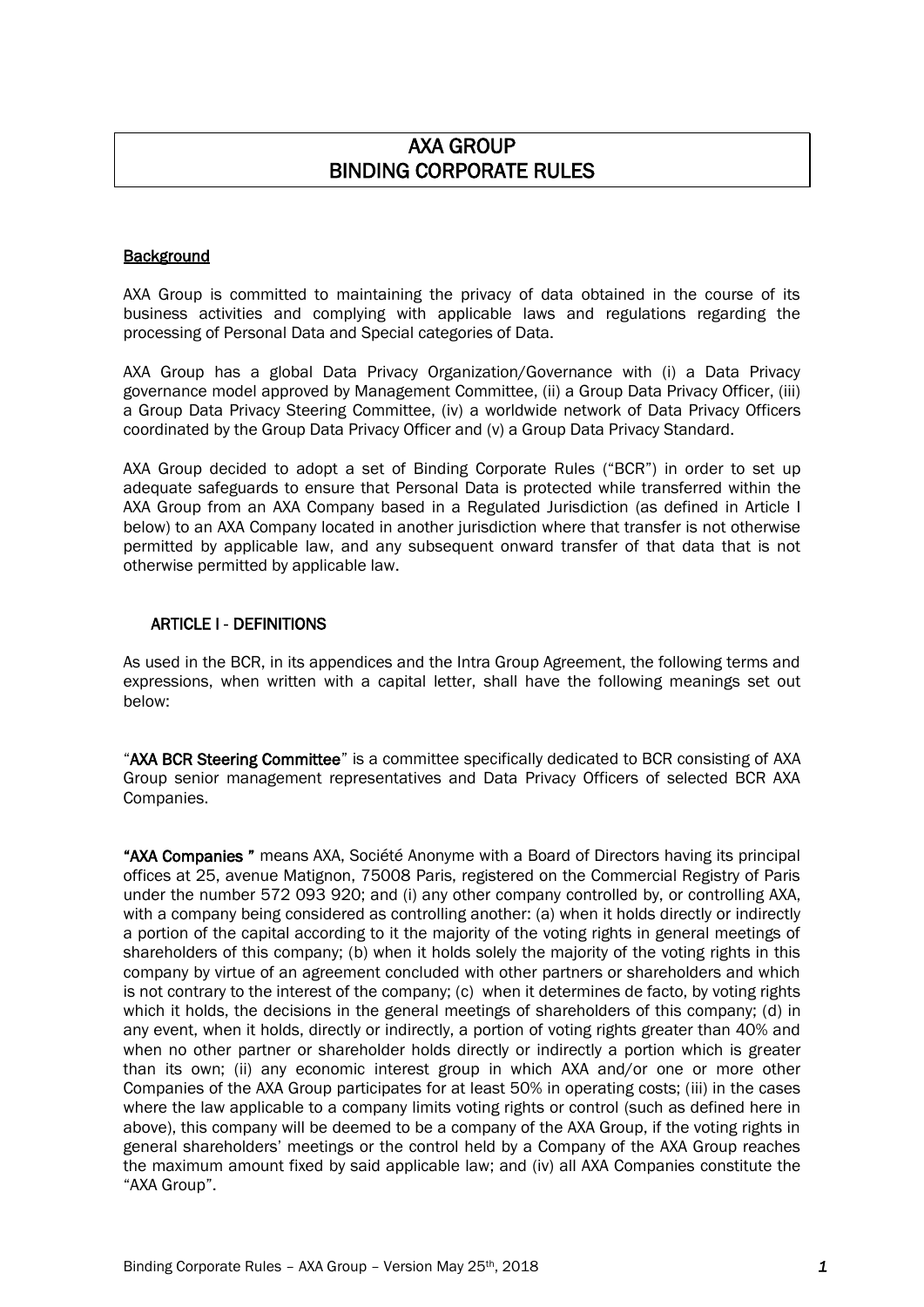# AXA GROUP
# BINDING CORPORATE RULES

**Background**

AXA Group is committed to maintaining the privacy of data obtained in the course of its business activities and complying with applicable laws and regulations regarding the processing of Personal Data and Special categories of Data.

AXA Group has a global Data Privacy Organization/Governance with (i) a Data Privacy governance model approved by Management Committee, (ii) a Group Data Privacy Officer, (iii) a Group Data Privacy Steering Committee, (iv) a worldwide network of Data Privacy Officers coordinated by the Group Data Privacy Officer and (v) a Group Data Privacy Standard.

AXA Group decided to adopt a set of Binding Corporate Rules ("BCR") in order to set up adequate safeguards to ensure that Personal Data is protected while transferred within the AXA Group from an AXA Company based in a Regulated Jurisdiction (as defined in Article I below) to an AXA Company located in another jurisdiction where that transfer is not otherwise permitted by applicable law, and any subsequent onward transfer of that data that is not otherwise permitted by applicable law.

## ARTICLE I - DEFINITIONS

As used in the BCR, in its appendices and the Intra Group Agreement, the following terms and expressions, when written with a capital letter, shall have the following meanings set out below:

"**AXA BCR Steering Committee**" is a committee specifically dedicated to BCR consisting of AXA Group senior management representatives and Data Privacy Officers of selected BCR AXA Companies.

**"AXA Companies "** means AXA, Société Anonyme with a Board of Directors having its principal offices at 25, avenue Matignon, 75008 Paris, registered on the Commercial Registry of Paris under the number 572 093 920; and (i) any other company controlled by, or controlling AXA, with a company being considered as controlling another: (a) when it holds directly or indirectly a portion of the capital according to it the majority of the voting rights in general meetings of shareholders of this company; (b) when it holds solely the majority of the voting rights in this company by virtue of an agreement concluded with other partners or shareholders and which is not contrary to the interest of the company; (c) when it determines de facto, by voting rights which it holds, the decisions in the general meetings of shareholders of this company; (d) in any event, when it holds, directly or indirectly, a portion of voting rights greater than 40% and when no other partner or shareholder holds directly or indirectly a portion which is greater than its own; (ii) any economic interest group in which AXA and/or one or more other Companies of the AXA Group participates for at least 50% in operating costs; (iii) in the cases where the law applicable to a company limits voting rights or control (such as defined here in above), this company will be deemed to be a company of the AXA Group, if the voting rights in general shareholders' meetings or the control held by a Company of the AXA Group reaches the maximum amount fixed by said applicable law; and (iv) all AXA Companies constitute the "AXA Group".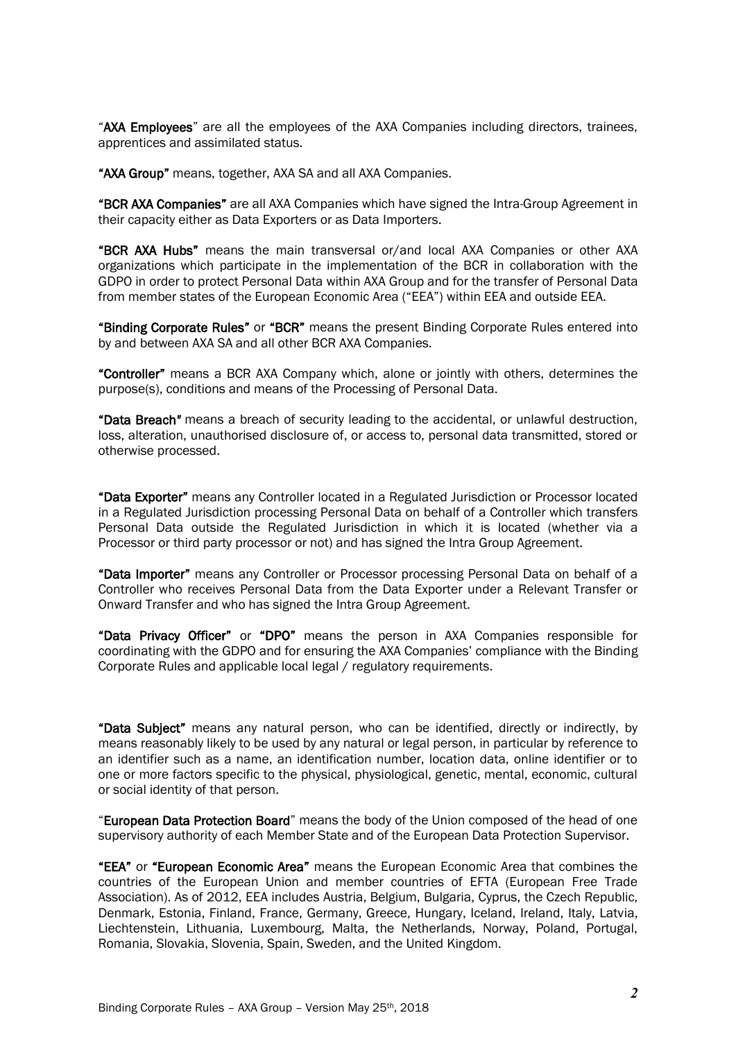"**AXA Employees**" are all the employees of the AXA Companies including directors, trainees, apprentices and assimilated status.

**"AXA Group"** means, together, AXA SA and all AXA Companies.

**"BCR AXA Companies"** are all AXA Companies which have signed the Intra-Group Agreement in their capacity either as Data Exporters or as Data Importers.

**"BCR AXA Hubs"** means the main transversal or/and local AXA Companies or other AXA organizations which participate in the implementation of the BCR in collaboration with the GDPO in order to protect Personal Data within AXA Group and for the transfer of Personal Data from member states of the European Economic Area ("EEA") within EEA and outside EEA.

**"Binding Corporate Rules"** or **"BCR"** means the present Binding Corporate Rules entered into by and between AXA SA and all other BCR AXA Companies.

**"Controller"** means a BCR AXA Company which, alone or jointly with others, determines the purpose(s), conditions and means of the Processing of Personal Data.

**"Data Breach"** means a breach of security leading to the accidental, or unlawful destruction, loss, alteration, unauthorised disclosure of, or access to, personal data transmitted, stored or otherwise processed.

**"Data Exporter"** means any Controller located in a Regulated Jurisdiction or Processor located in a Regulated Jurisdiction processing Personal Data on behalf of a Controller which transfers Personal Data outside the Regulated Jurisdiction in which it is located (whether via a Processor or third party processor or not) and has signed the Intra Group Agreement.

**"Data Importer"** means any Controller or Processor processing Personal Data on behalf of a Controller who receives Personal Data from the Data Exporter under a Relevant Transfer or Onward Transfer and who has signed the Intra Group Agreement.

**"Data Privacy Officer"** or **"DPO"** means the person in AXA Companies responsible for coordinating with the GDPO and for ensuring the AXA Companies' compliance with the Binding Corporate Rules and applicable local legal / regulatory requirements.

**"Data Subject"** means any natural person, who can be identified, directly or indirectly, by means reasonably likely to be used by any natural or legal person, in particular by reference to an identifier such as a name, an identification number, location data, online identifier or to one or more factors specific to the physical, physiological, genetic, mental, economic, cultural or social identity of that person.

"**European Data Protection Board**" means the body of the Union composed of the head of one supervisory authority of each Member State and of the European Data Protection Supervisor.

**"EEA"** or **"European Economic Area"** means the European Economic Area that combines the countries of the European Union and member countries of EFTA (European Free Trade Association). As of 2012, EEA includes Austria, Belgium, Bulgaria, Cyprus, the Czech Republic, Denmark, Estonia, Finland, France, Germany, Greece, Hungary, Iceland, Ireland, Italy, Latvia, Liechtenstein, Lithuania, Luxembourg, Malta, the Netherlands, Norway, Poland, Portugal, Romania, Slovakia, Slovenia, Spain, Sweden, and the United Kingdom.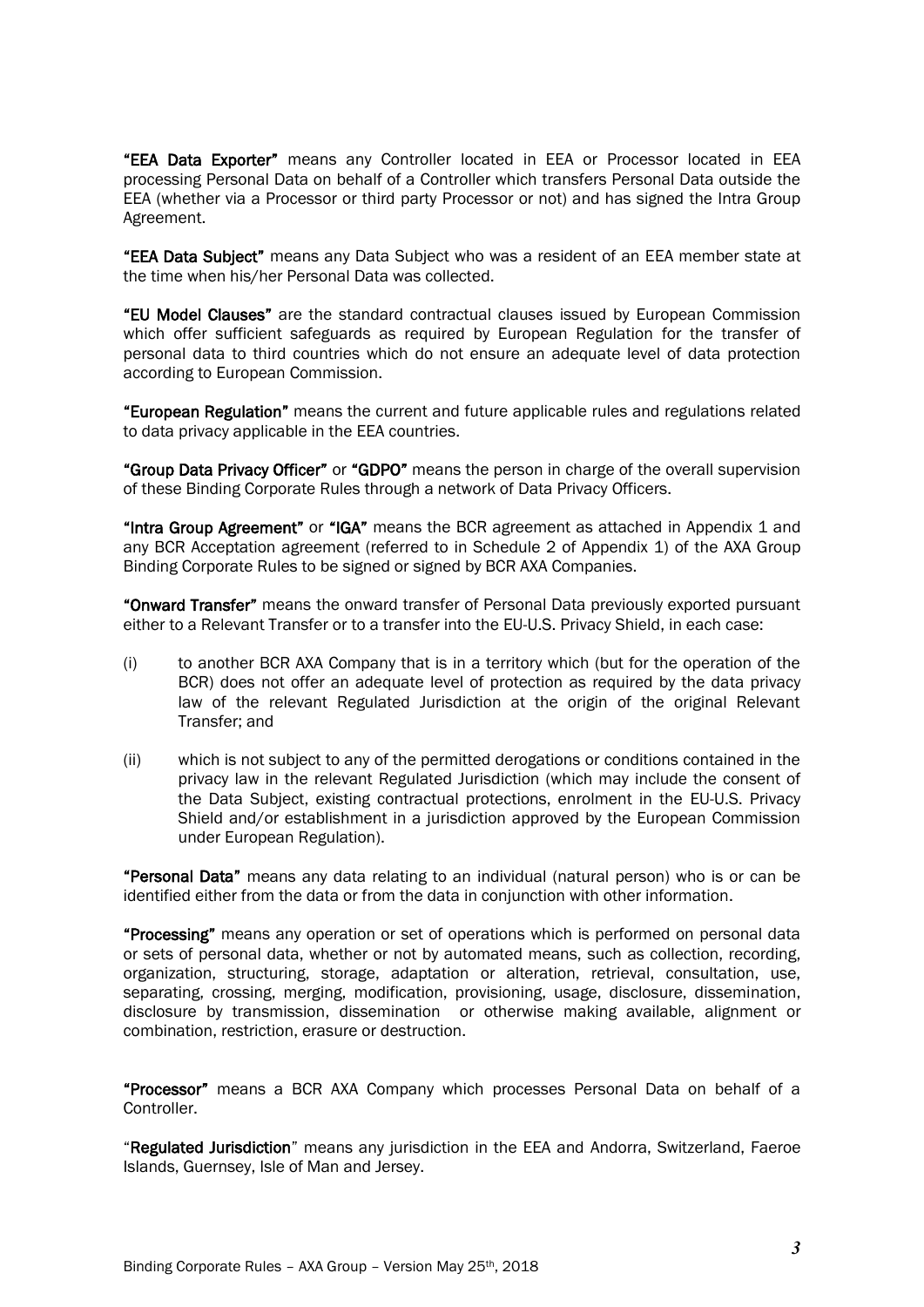**"EEA Data Exporter"** means any Controller located in EEA or Processor located in EEA processing Personal Data on behalf of a Controller which transfers Personal Data outside the EEA (whether via a Processor or third party Processor or not) and has signed the Intra Group Agreement.

**"EEA Data Subject"** means any Data Subject who was a resident of an EEA member state at the time when his/her Personal Data was collected.

**"EU Model Clauses"** are the standard contractual clauses issued by European Commission which offer sufficient safeguards as required by European Regulation for the transfer of personal data to third countries which do not ensure an adequate level of data protection according to European Commission.

**"European Regulation"** means the current and future applicable rules and regulations related to data privacy applicable in the EEA countries.

**"Group Data Privacy Officer"** or **"GDPO"** means the person in charge of the overall supervision of these Binding Corporate Rules through a network of Data Privacy Officers.

**"Intra Group Agreement"** or **"IGA"** means the BCR agreement as attached in Appendix 1 and any BCR Acceptation agreement (referred to in Schedule 2 of Appendix 1) of the AXA Group Binding Corporate Rules to be signed or signed by BCR AXA Companies.

**"Onward Transfer"** means the onward transfer of Personal Data previously exported pursuant either to a Relevant Transfer or to a transfer into the EU-U.S. Privacy Shield, in each case:

(i) to another BCR AXA Company that is in a territory which (but for the operation of the BCR) does not offer an adequate level of protection as required by the data privacy law of the relevant Regulated Jurisdiction at the origin of the original Relevant Transfer; and

(ii) which is not subject to any of the permitted derogations or conditions contained in the privacy law in the relevant Regulated Jurisdiction (which may include the consent of the Data Subject, existing contractual protections, enrolment in the EU-U.S. Privacy Shield and/or establishment in a jurisdiction approved by the European Commission under European Regulation).

**"Personal Data"** means any data relating to an individual (natural person) who is or can be identified either from the data or from the data in conjunction with other information.

**"Processing"** means any operation or set of operations which is performed on personal data or sets of personal data, whether or not by automated means, such as collection, recording, organization, structuring, storage, adaptation or alteration, retrieval, consultation, use, separating, crossing, merging, modification, provisioning, usage, disclosure, dissemination, disclosure by transmission, dissemination or otherwise making available, alignment or combination, restriction, erasure or destruction.

**"Processor"** means a BCR AXA Company which processes Personal Data on behalf of a Controller.

"**Regulated Jurisdiction**" means any jurisdiction in the EEA and Andorra, Switzerland, Faeroe Islands, Guernsey, Isle of Man and Jersey.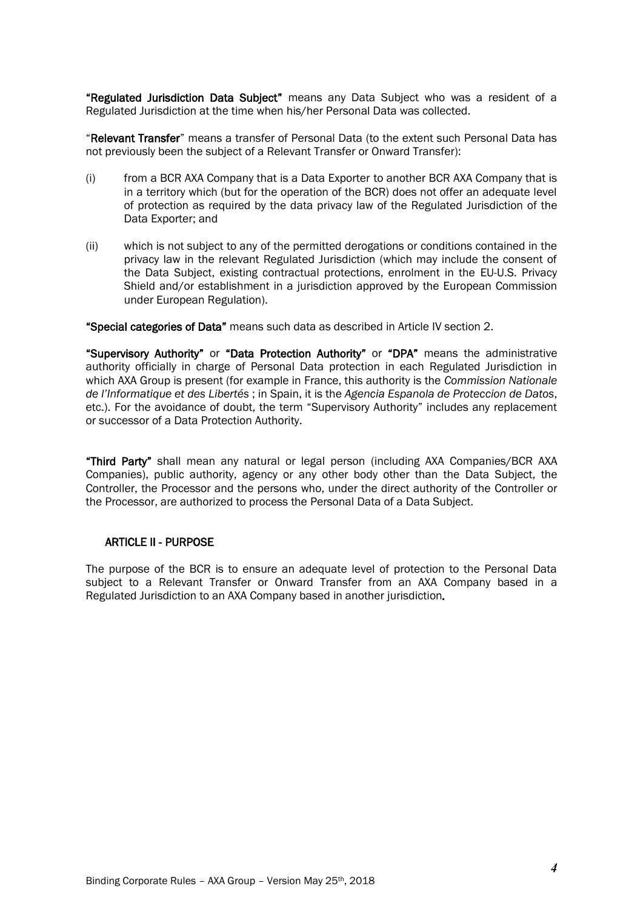**"Regulated Jurisdiction Data Subject"** means any Data Subject who was a resident of a Regulated Jurisdiction at the time when his/her Personal Data was collected.

"**Relevant Transfer**" means a transfer of Personal Data (to the extent such Personal Data has not previously been the subject of a Relevant Transfer or Onward Transfer):

(i) from a BCR AXA Company that is a Data Exporter to another BCR AXA Company that is in a territory which (but for the operation of the BCR) does not offer an adequate level of protection as required by the data privacy law of the Regulated Jurisdiction of the Data Exporter; and

(ii) which is not subject to any of the permitted derogations or conditions contained in the privacy law in the relevant Regulated Jurisdiction (which may include the consent of the Data Subject, existing contractual protections, enrolment in the EU-U.S. Privacy Shield and/or establishment in a jurisdiction approved by the European Commission under European Regulation).

**"Special categories of Data"** means such data as described in Article IV section 2.

**"Supervisory Authority"** or **"Data Protection Authority"** or **"DPA"** means the administrative authority officially in charge of Personal Data protection in each Regulated Jurisdiction in which AXA Group is present (for example in France, this authority is the *Commission Nationale de l'Informatique et des Libertés* ; in Spain, it is the *Agencia Espanola de Proteccion de Datos*, etc.). For the avoidance of doubt, the term "Supervisory Authority" includes any replacement or successor of a Data Protection Authority.

**"Third Party"** shall mean any natural or legal person (including AXA Companies/BCR AXA Companies), public authority, agency or any other body other than the Data Subject, the Controller, the Processor and the persons who, under the direct authority of the Controller or the Processor, are authorized to process the Personal Data of a Data Subject.

## ARTICLE II - PURPOSE

The purpose of the BCR is to ensure an adequate level of protection to the Personal Data subject to a Relevant Transfer or Onward Transfer from an AXA Company based in a Regulated Jurisdiction to an AXA Company based in another jurisdiction.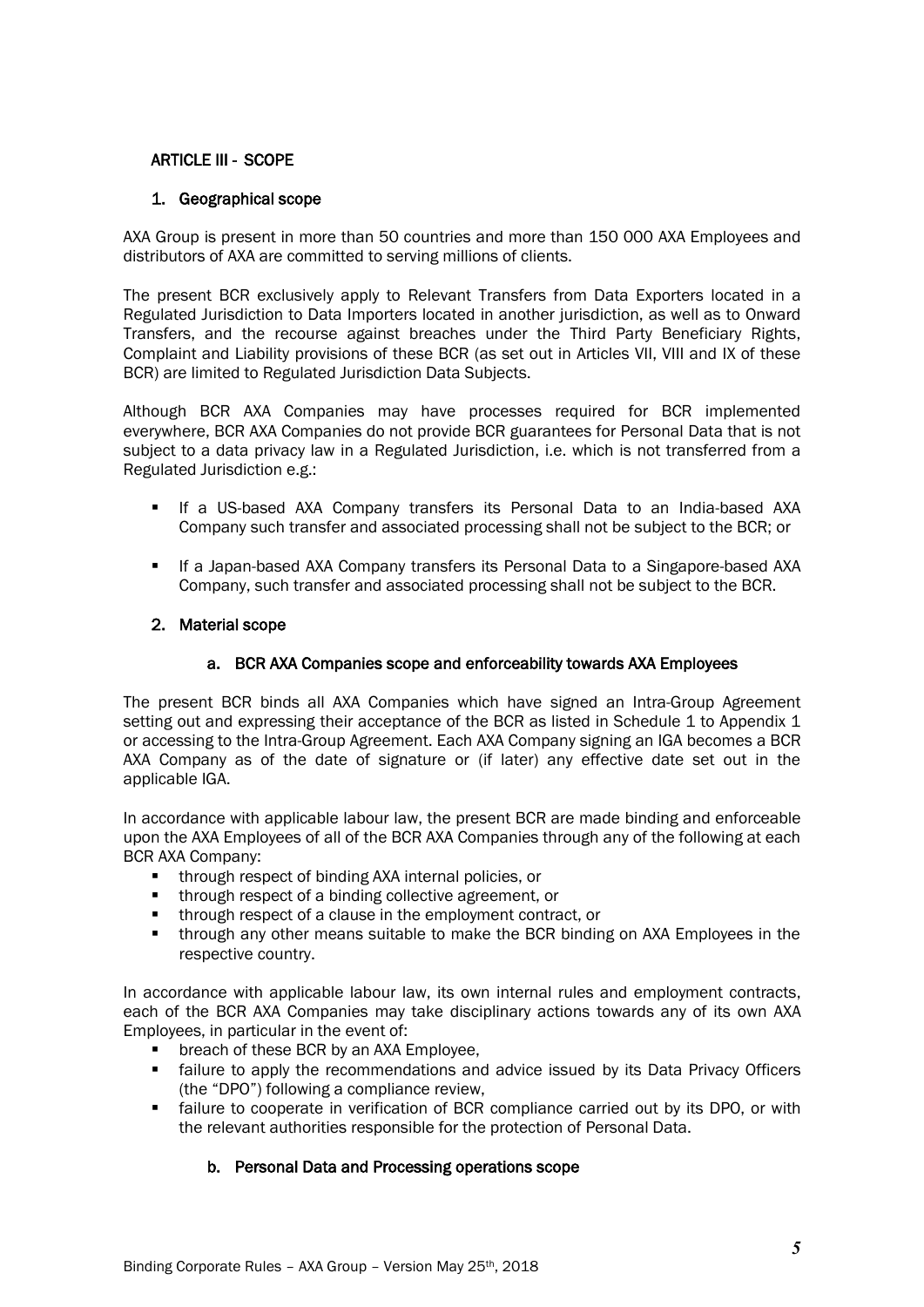## ARTICLE III - SCOPE

### 1. Geographical scope

AXA Group is present in more than 50 countries and more than 150 000 AXA Employees and distributors of AXA are committed to serving millions of clients.

The present BCR exclusively apply to Relevant Transfers from Data Exporters located in a Regulated Jurisdiction to Data Importers located in another jurisdiction, as well as to Onward Transfers, and the recourse against breaches under the Third Party Beneficiary Rights, Complaint and Liability provisions of these BCR (as set out in Articles VII, VIII and IX of these BCR) are limited to Regulated Jurisdiction Data Subjects.

Although BCR AXA Companies may have processes required for BCR implemented everywhere, BCR AXA Companies do not provide BCR guarantees for Personal Data that is not subject to a data privacy law in a Regulated Jurisdiction, i.e. which is not transferred from a Regulated Jurisdiction e.g.:

- If a US-based AXA Company transfers its Personal Data to an India-based AXA Company such transfer and associated processing shall not be subject to the BCR; or
- If a Japan-based AXA Company transfers its Personal Data to a Singapore-based AXA Company, such transfer and associated processing shall not be subject to the BCR.

### 2. Material scope

#### a. BCR AXA Companies scope and enforceability towards AXA Employees

The present BCR binds all AXA Companies which have signed an Intra-Group Agreement setting out and expressing their acceptance of the BCR as listed in Schedule 1 to Appendix 1 or accessing to the Intra-Group Agreement. Each AXA Company signing an IGA becomes a BCR AXA Company as of the date of signature or (if later) any effective date set out in the applicable IGA.

In accordance with applicable labour law, the present BCR are made binding and enforceable upon the AXA Employees of all of the BCR AXA Companies through any of the following at each BCR AXA Company:

- through respect of binding AXA internal policies, or
- through respect of a binding collective agreement, or
- through respect of a clause in the employment contract, or
- through any other means suitable to make the BCR binding on AXA Employees in the respective country.

In accordance with applicable labour law, its own internal rules and employment contracts, each of the BCR AXA Companies may take disciplinary actions towards any of its own AXA Employees, in particular in the event of:

- breach of these BCR by an AXA Employee,
- failure to apply the recommendations and advice issued by its Data Privacy Officers (the "DPO") following a compliance review,
- failure to cooperate in verification of BCR compliance carried out by its DPO, or with the relevant authorities responsible for the protection of Personal Data.

#### b. Personal Data and Processing operations scope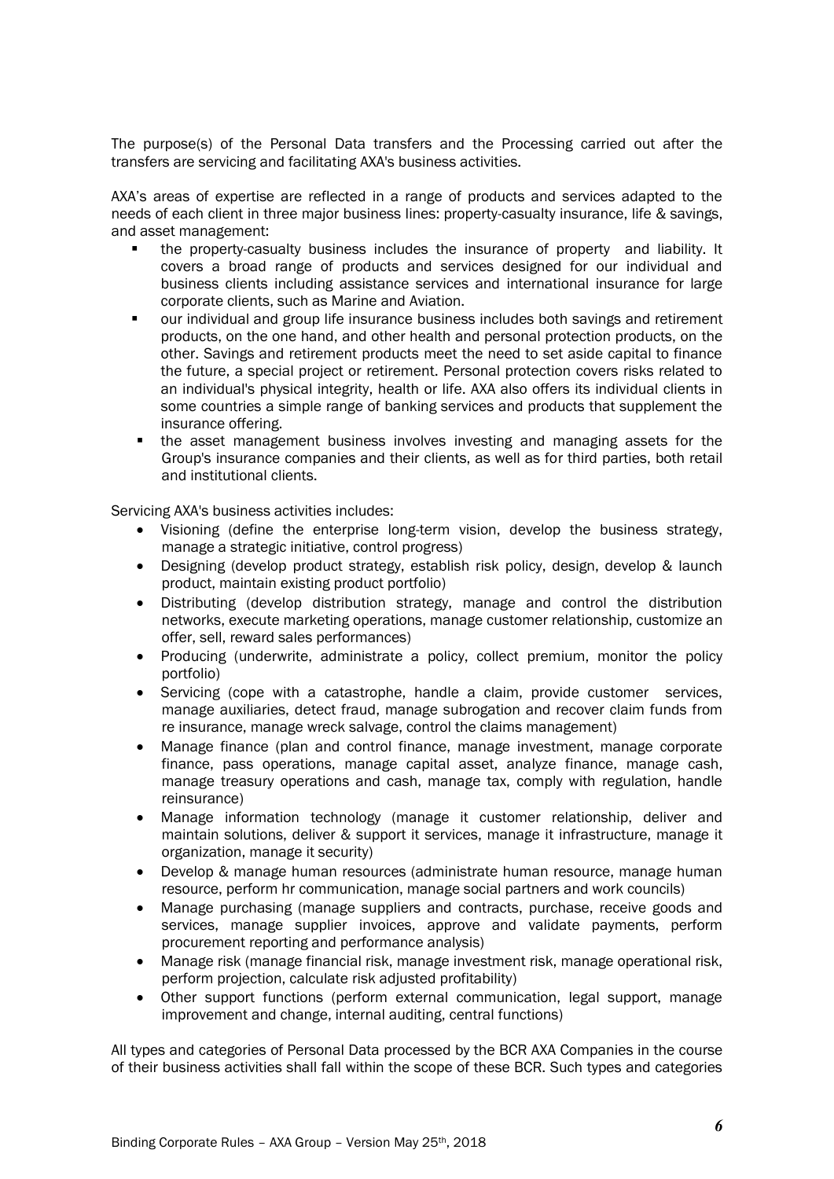The purpose(s) of the Personal Data transfers and the Processing carried out after the transfers are servicing and facilitating AXA's business activities.

AXA's areas of expertise are reflected in a range of products and services adapted to the needs of each client in three major business lines: property-casualty insurance, life & savings, and asset management:

- the property-casualty business includes the insurance of property and liability. It covers a broad range of products and services designed for our individual and business clients including assistance services and international insurance for large corporate clients, such as Marine and Aviation.
- our individual and group life insurance business includes both savings and retirement products, on the one hand, and other health and personal protection products, on the other. Savings and retirement products meet the need to set aside capital to finance the future, a special project or retirement. Personal protection covers risks related to an individual's physical integrity, health or life. AXA also offers its individual clients in some countries a simple range of banking services and products that supplement the insurance offering.
- the asset management business involves investing and managing assets for the Group's insurance companies and their clients, as well as for third parties, both retail and institutional clients.

Servicing AXA's business activities includes:

- Visioning (define the enterprise long-term vision, develop the business strategy, manage a strategic initiative, control progress)
- Designing (develop product strategy, establish risk policy, design, develop & launch product, maintain existing product portfolio)
- Distributing (develop distribution strategy, manage and control the distribution networks, execute marketing operations, manage customer relationship, customize an offer, sell, reward sales performances)
- Producing (underwrite, administrate a policy, collect premium, monitor the policy portfolio)
- Servicing (cope with a catastrophe, handle a claim, provide customer services, manage auxiliaries, detect fraud, manage subrogation and recover claim funds from re insurance, manage wreck salvage, control the claims management)
- Manage finance (plan and control finance, manage investment, manage corporate finance, pass operations, manage capital asset, analyze finance, manage cash, manage treasury operations and cash, manage tax, comply with regulation, handle reinsurance)
- Manage information technology (manage it customer relationship, deliver and maintain solutions, deliver & support it services, manage it infrastructure, manage it organization, manage it security)
- Develop & manage human resources (administrate human resource, manage human resource, perform hr communication, manage social partners and work councils)
- Manage purchasing (manage suppliers and contracts, purchase, receive goods and services, manage supplier invoices, approve and validate payments, perform procurement reporting and performance analysis)
- Manage risk (manage financial risk, manage investment risk, manage operational risk, perform projection, calculate risk adjusted profitability)
- Other support functions (perform external communication, legal support, manage improvement and change, internal auditing, central functions)

All types and categories of Personal Data processed by the BCR AXA Companies in the course of their business activities shall fall within the scope of these BCR. Such types and categories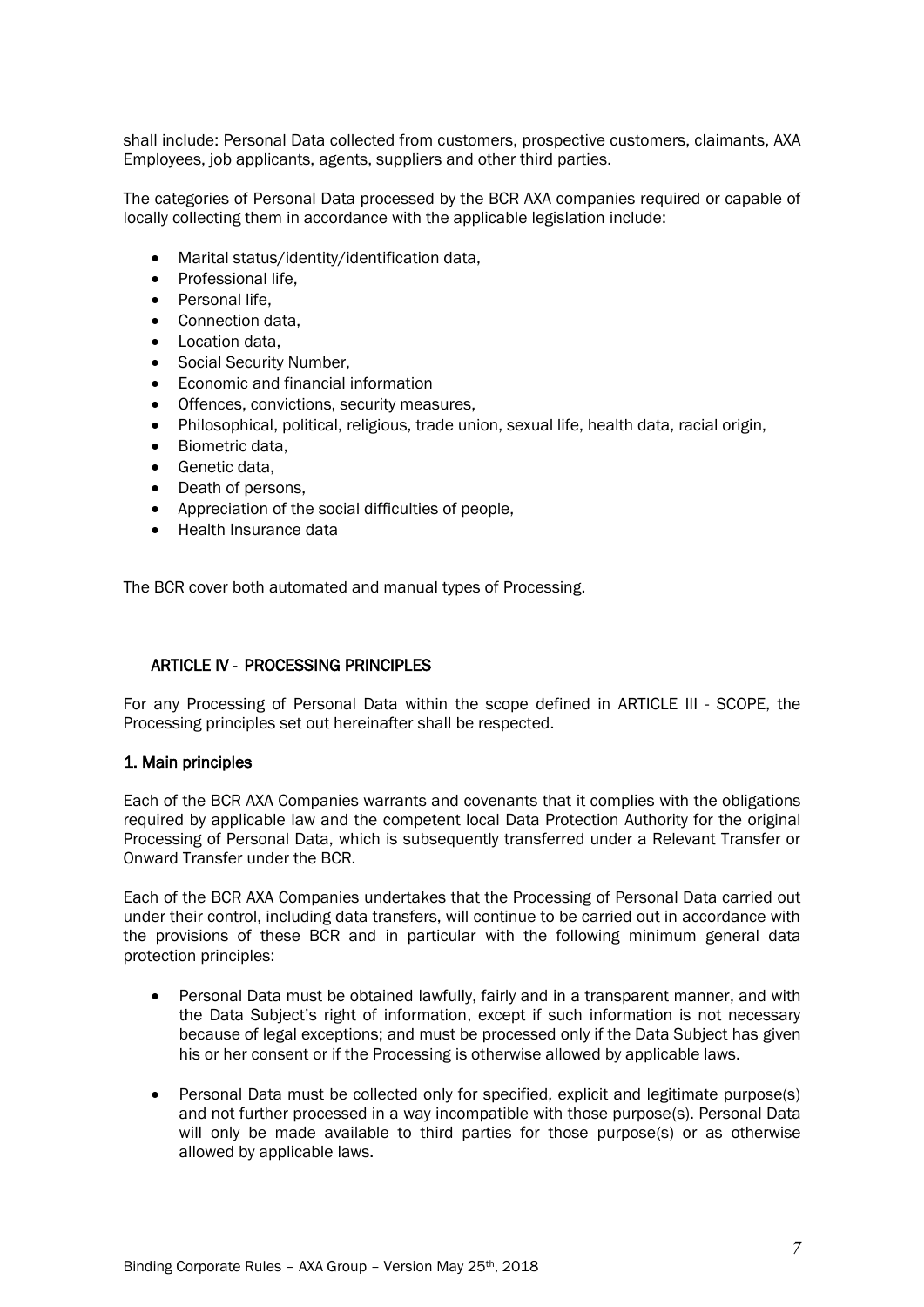shall include: Personal Data collected from customers, prospective customers, claimants, AXA Employees, job applicants, agents, suppliers and other third parties.

The categories of Personal Data processed by the BCR AXA companies required or capable of locally collecting them in accordance with the applicable legislation include:

- Marital status/identity/identification data,
- Professional life,
- Personal life,
- Connection data,
- Location data,
- Social Security Number,
- Economic and financial information
- Offences, convictions, security measures,
- Philosophical, political, religious, trade union, sexual life, health data, racial origin,
- Biometric data,
- Genetic data,
- Death of persons,
- Appreciation of the social difficulties of people,
- Health Insurance data

The BCR cover both automated and manual types of Processing.

## ARTICLE IV - PROCESSING PRINCIPLES

For any Processing of Personal Data within the scope defined in ARTICLE III - SCOPE, the Processing principles set out hereinafter shall be respected.

### 1. Main principles

Each of the BCR AXA Companies warrants and covenants that it complies with the obligations required by applicable law and the competent local Data Protection Authority for the original Processing of Personal Data, which is subsequently transferred under a Relevant Transfer or Onward Transfer under the BCR.

Each of the BCR AXA Companies undertakes that the Processing of Personal Data carried out under their control, including data transfers, will continue to be carried out in accordance with the provisions of these BCR and in particular with the following minimum general data protection principles:

- Personal Data must be obtained lawfully, fairly and in a transparent manner, and with the Data Subject's right of information, except if such information is not necessary because of legal exceptions; and must be processed only if the Data Subject has given his or her consent or if the Processing is otherwise allowed by applicable laws.

- Personal Data must be collected only for specified, explicit and legitimate purpose(s) and not further processed in a way incompatible with those purpose(s). Personal Data will only be made available to third parties for those purpose(s) or as otherwise allowed by applicable laws.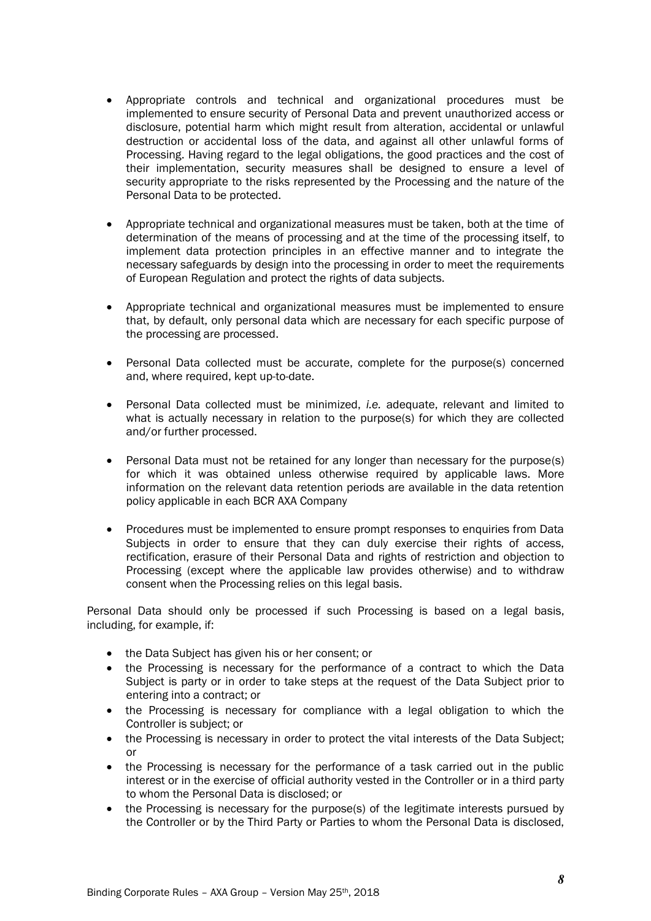- Appropriate controls and technical and organizational procedures must be implemented to ensure security of Personal Data and prevent unauthorized access or disclosure, potential harm which might result from alteration, accidental or unlawful destruction or accidental loss of the data, and against all other unlawful forms of Processing. Having regard to the legal obligations, the good practices and the cost of their implementation, security measures shall be designed to ensure a level of security appropriate to the risks represented by the Processing and the nature of the Personal Data to be protected.

- Appropriate technical and organizational measures must be taken, both at the time of determination of the means of processing and at the time of the processing itself, to implement data protection principles in an effective manner and to integrate the necessary safeguards by design into the processing in order to meet the requirements of European Regulation and protect the rights of data subjects.

- Appropriate technical and organizational measures must be implemented to ensure that, by default, only personal data which are necessary for each specific purpose of the processing are processed.

- Personal Data collected must be accurate, complete for the purpose(s) concerned and, where required, kept up-to-date.

- Personal Data collected must be minimized, *i.e.* adequate, relevant and limited to what is actually necessary in relation to the purpose(s) for which they are collected and/or further processed.

- Personal Data must not be retained for any longer than necessary for the purpose(s) for which it was obtained unless otherwise required by applicable laws. More information on the relevant data retention periods are available in the data retention policy applicable in each BCR AXA Company

- Procedures must be implemented to ensure prompt responses to enquiries from Data Subjects in order to ensure that they can duly exercise their rights of access, rectification, erasure of their Personal Data and rights of restriction and objection to Processing (except where the applicable law provides otherwise) and to withdraw consent when the Processing relies on this legal basis.

Personal Data should only be processed if such Processing is based on a legal basis, including, for example, if:

- the Data Subject has given his or her consent; or
- the Processing is necessary for the performance of a contract to which the Data Subject is party or in order to take steps at the request of the Data Subject prior to entering into a contract; or
- the Processing is necessary for compliance with a legal obligation to which the Controller is subject; or
- the Processing is necessary in order to protect the vital interests of the Data Subject; or
- the Processing is necessary for the performance of a task carried out in the public interest or in the exercise of official authority vested in the Controller or in a third party to whom the Personal Data is disclosed; or
- the Processing is necessary for the purpose(s) of the legitimate interests pursued by the Controller or by the Third Party or Parties to whom the Personal Data is disclosed,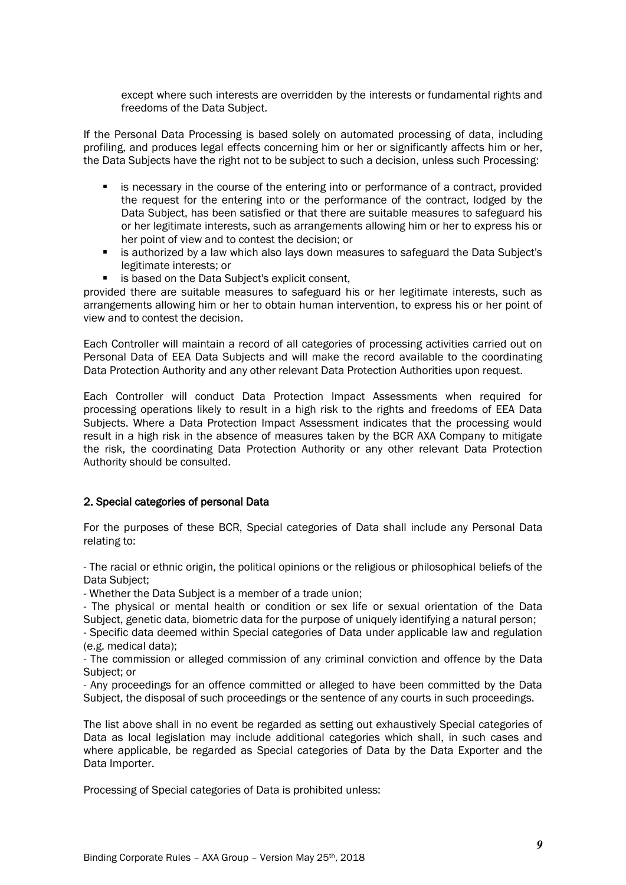except where such interests are overridden by the interests or fundamental rights and freedoms of the Data Subject.

If the Personal Data Processing is based solely on automated processing of data, including profiling, and produces legal effects concerning him or her or significantly affects him or her, the Data Subjects have the right not to be subject to such a decision, unless such Processing:

- is necessary in the course of the entering into or performance of a contract, provided the request for the entering into or the performance of the contract, lodged by the Data Subject, has been satisfied or that there are suitable measures to safeguard his or her legitimate interests, such as arrangements allowing him or her to express his or her point of view and to contest the decision; or
- is authorized by a law which also lays down measures to safeguard the Data Subject's legitimate interests; or
- is based on the Data Subject's explicit consent,

provided there are suitable measures to safeguard his or her legitimate interests, such as arrangements allowing him or her to obtain human intervention, to express his or her point of view and to contest the decision.

Each Controller will maintain a record of all categories of processing activities carried out on Personal Data of EEA Data Subjects and will make the record available to the coordinating Data Protection Authority and any other relevant Data Protection Authorities upon request.

Each Controller will conduct Data Protection Impact Assessments when required for processing operations likely to result in a high risk to the rights and freedoms of EEA Data Subjects. Where a Data Protection Impact Assessment indicates that the processing would result in a high risk in the absence of measures taken by the BCR AXA Company to mitigate the risk, the coordinating Data Protection Authority or any other relevant Data Protection Authority should be consulted.

## 2. Special categories of personal Data

For the purposes of these BCR, Special categories of Data shall include any Personal Data relating to:

- The racial or ethnic origin, the political opinions or the religious or philosophical beliefs of the Data Subject;
- Whether the Data Subject is a member of a trade union;
- The physical or mental health or condition or sex life or sexual orientation of the Data Subject, genetic data, biometric data for the purpose of uniquely identifying a natural person;
- Specific data deemed within Special categories of Data under applicable law and regulation (e.g. medical data);
- The commission or alleged commission of any criminal conviction and offence by the Data Subject; or
- Any proceedings for an offence committed or alleged to have been committed by the Data Subject, the disposal of such proceedings or the sentence of any courts in such proceedings.

The list above shall in no event be regarded as setting out exhaustively Special categories of Data as local legislation may include additional categories which shall, in such cases and where applicable, be regarded as Special categories of Data by the Data Exporter and the Data Importer.

Processing of Special categories of Data is prohibited unless: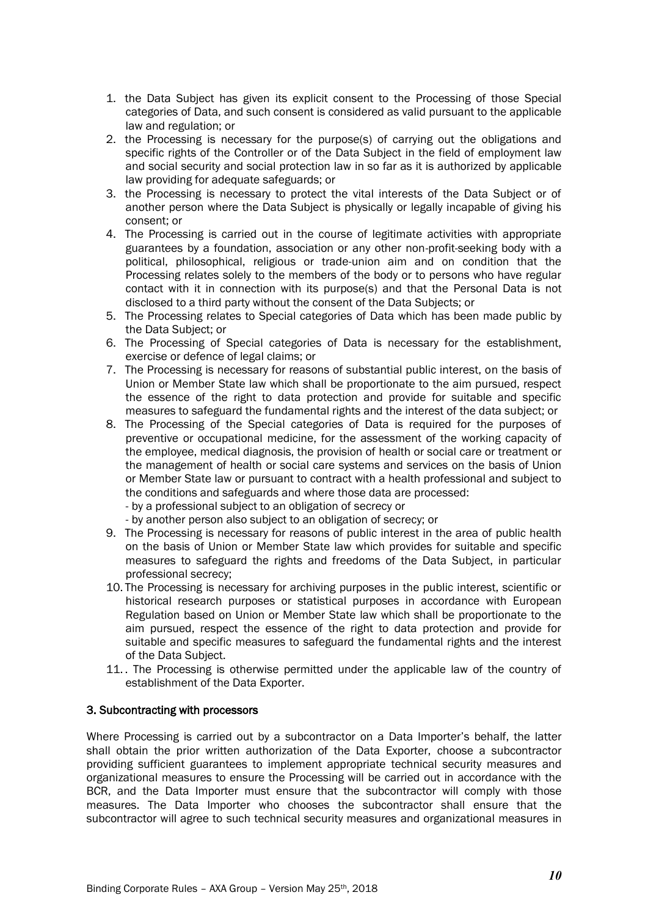1. the Data Subject has given its explicit consent to the Processing of those Special categories of Data, and such consent is considered as valid pursuant to the applicable law and regulation; or
2. the Processing is necessary for the purpose(s) of carrying out the obligations and specific rights of the Controller or of the Data Subject in the field of employment law and social security and social protection law in so far as it is authorized by applicable law providing for adequate safeguards; or
3. the Processing is necessary to protect the vital interests of the Data Subject or of another person where the Data Subject is physically or legally incapable of giving his consent; or
4. The Processing is carried out in the course of legitimate activities with appropriate guarantees by a foundation, association or any other non-profit-seeking body with a political, philosophical, religious or trade-union aim and on condition that the Processing relates solely to the members of the body or to persons who have regular contact with it in connection with its purpose(s) and that the Personal Data is not disclosed to a third party without the consent of the Data Subjects; or
5. The Processing relates to Special categories of Data which has been made public by the Data Subject; or
6. The Processing of Special categories of Data is necessary for the establishment, exercise or defence of legal claims; or
7. The Processing is necessary for reasons of substantial public interest, on the basis of Union or Member State law which shall be proportionate to the aim pursued, respect the essence of the right to data protection and provide for suitable and specific measures to safeguard the fundamental rights and the interest of the data subject; or
8. The Processing of the Special categories of Data is required for the purposes of preventive or occupational medicine, for the assessment of the working capacity of the employee, medical diagnosis, the provision of health or social care or treatment or the management of health or social care systems and services on the basis of Union or Member State law or pursuant to contract with a health professional and subject to the conditions and safeguards and where those data are processed:
   - by a professional subject to an obligation of secrecy or
   - by another person also subject to an obligation of secrecy; or
9. The Processing is necessary for reasons of public interest in the area of public health on the basis of Union or Member State law which provides for suitable and specific measures to safeguard the rights and freedoms of the Data Subject, in particular professional secrecy;
10. The Processing is necessary for archiving purposes in the public interest, scientific or historical research purposes or statistical purposes in accordance with European Regulation based on Union or Member State law which shall be proportionate to the aim pursued, respect the essence of the right to data protection and provide for suitable and specific measures to safeguard the fundamental rights and the interest of the Data Subject.
11. . The Processing is otherwise permitted under the applicable law of the country of establishment of the Data Exporter.

### 3. Subcontracting with processors

Where Processing is carried out by a subcontractor on a Data Importer's behalf, the latter shall obtain the prior written authorization of the Data Exporter, choose a subcontractor providing sufficient guarantees to implement appropriate technical security measures and organizational measures to ensure the Processing will be carried out in accordance with the BCR, and the Data Importer must ensure that the subcontractor will comply with those measures. The Data Importer who chooses the subcontractor shall ensure that the subcontractor will agree to such technical security measures and organizational measures in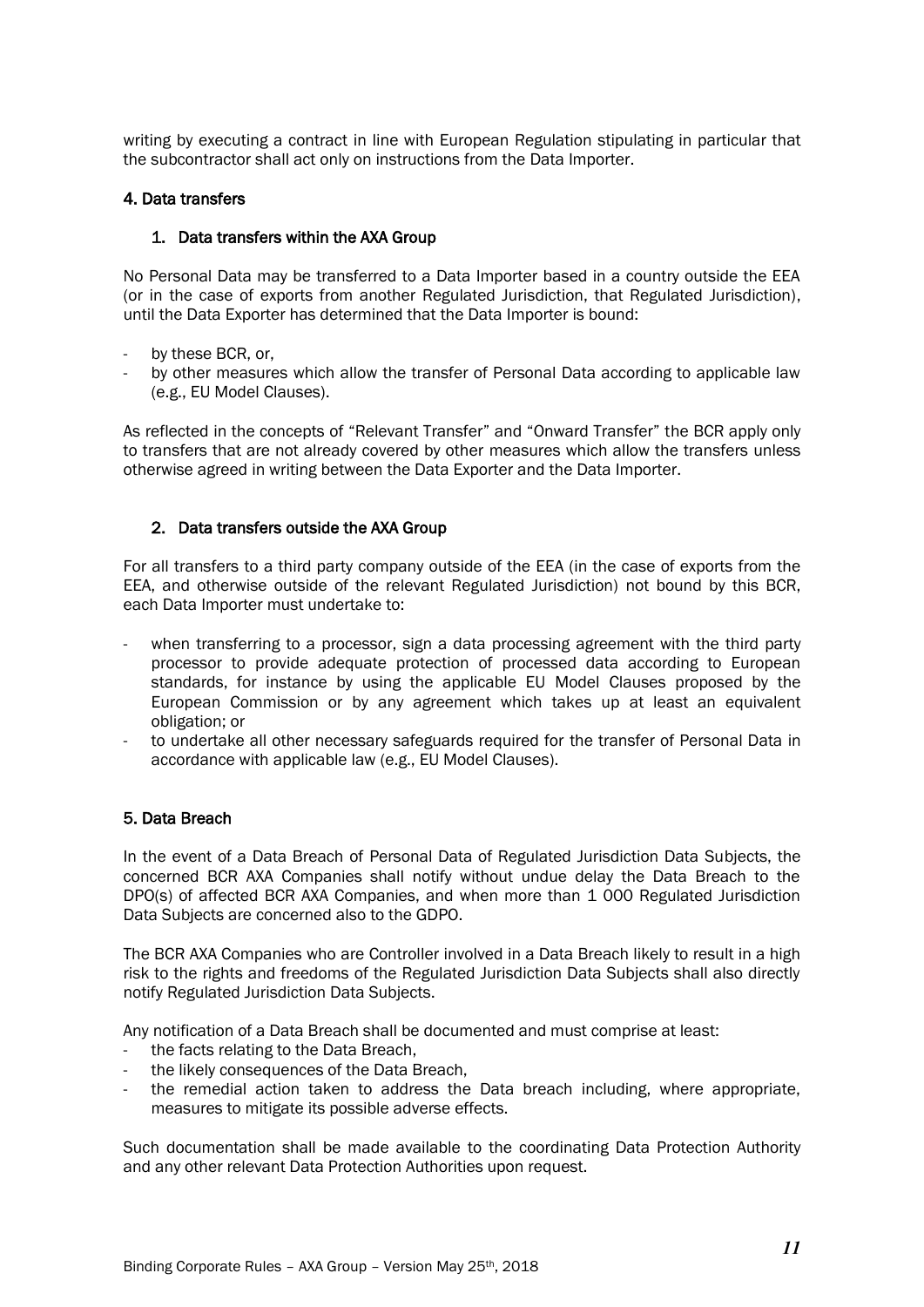writing by executing a contract in line with European Regulation stipulating in particular that the subcontractor shall act only on instructions from the Data Importer.

## 4. Data transfers

### 1. Data transfers within the AXA Group

No Personal Data may be transferred to a Data Importer based in a country outside the EEA (or in the case of exports from another Regulated Jurisdiction, that Regulated Jurisdiction), until the Data Exporter has determined that the Data Importer is bound:

- by these BCR, or,
- by other measures which allow the transfer of Personal Data according to applicable law (e.g., EU Model Clauses).

As reflected in the concepts of "Relevant Transfer" and "Onward Transfer" the BCR apply only to transfers that are not already covered by other measures which allow the transfers unless otherwise agreed in writing between the Data Exporter and the Data Importer.

### 2. Data transfers outside the AXA Group

For all transfers to a third party company outside of the EEA (in the case of exports from the EEA, and otherwise outside of the relevant Regulated Jurisdiction) not bound by this BCR, each Data Importer must undertake to:

- when transferring to a processor, sign a data processing agreement with the third party processor to provide adequate protection of processed data according to European standards, for instance by using the applicable EU Model Clauses proposed by the European Commission or by any agreement which takes up at least an equivalent obligation; or
- to undertake all other necessary safeguards required for the transfer of Personal Data in accordance with applicable law (e.g., EU Model Clauses).

## 5. Data Breach

In the event of a Data Breach of Personal Data of Regulated Jurisdiction Data Subjects, the concerned BCR AXA Companies shall notify without undue delay the Data Breach to the DPO(s) of affected BCR AXA Companies, and when more than 1 000 Regulated Jurisdiction Data Subjects are concerned also to the GDPO.

The BCR AXA Companies who are Controller involved in a Data Breach likely to result in a high risk to the rights and freedoms of the Regulated Jurisdiction Data Subjects shall also directly notify Regulated Jurisdiction Data Subjects.

Any notification of a Data Breach shall be documented and must comprise at least:

- the facts relating to the Data Breach,
- the likely consequences of the Data Breach,
- the remedial action taken to address the Data breach including, where appropriate, measures to mitigate its possible adverse effects.

Such documentation shall be made available to the coordinating Data Protection Authority and any other relevant Data Protection Authorities upon request.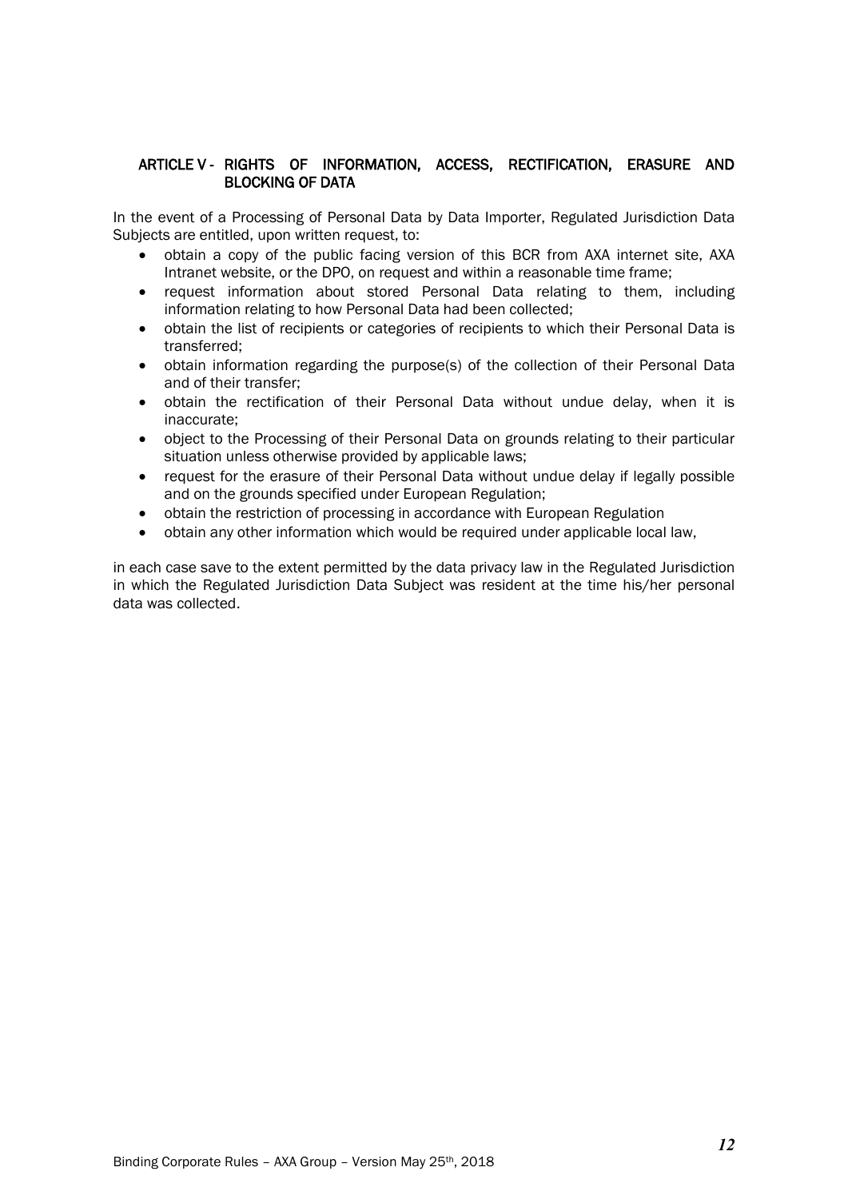## ARTICLE V - RIGHTS OF INFORMATION, ACCESS, RECTIFICATION, ERASURE AND BLOCKING OF DATA

In the event of a Processing of Personal Data by Data Importer, Regulated Jurisdiction Data Subjects are entitled, upon written request, to:

- obtain a copy of the public facing version of this BCR from AXA internet site, AXA Intranet website, or the DPO, on request and within a reasonable time frame;
- request information about stored Personal Data relating to them, including information relating to how Personal Data had been collected;
- obtain the list of recipients or categories of recipients to which their Personal Data is transferred;
- obtain information regarding the purpose(s) of the collection of their Personal Data and of their transfer;
- obtain the rectification of their Personal Data without undue delay, when it is inaccurate;
- object to the Processing of their Personal Data on grounds relating to their particular situation unless otherwise provided by applicable laws;
- request for the erasure of their Personal Data without undue delay if legally possible and on the grounds specified under European Regulation;
- obtain the restriction of processing in accordance with European Regulation
- obtain any other information which would be required under applicable local law,

in each case save to the extent permitted by the data privacy law in the Regulated Jurisdiction in which the Regulated Jurisdiction Data Subject was resident at the time his/her personal data was collected.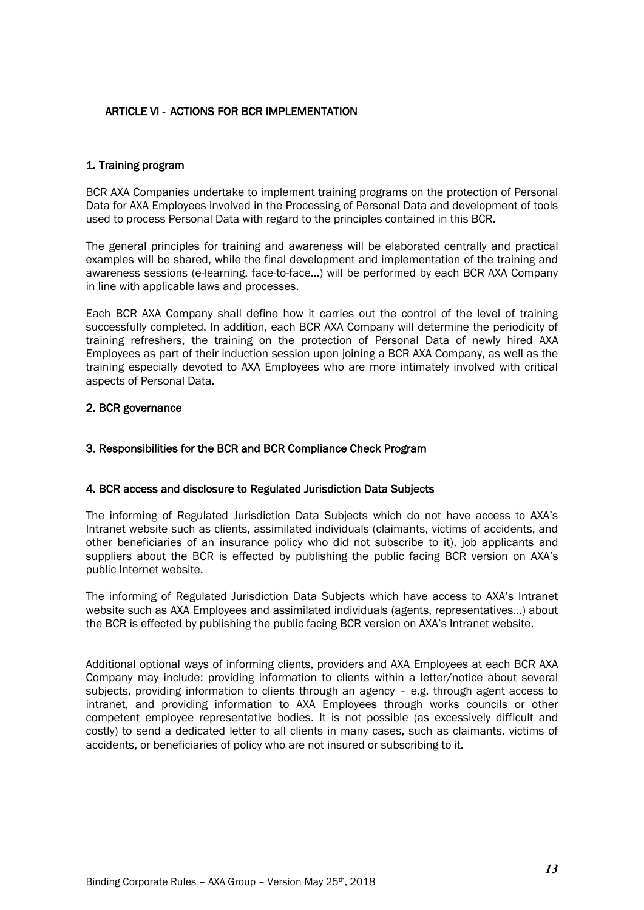## ARTICLE VI - ACTIONS FOR BCR IMPLEMENTATION

### 1. Training program

BCR AXA Companies undertake to implement training programs on the protection of Personal Data for AXA Employees involved in the Processing of Personal Data and development of tools used to process Personal Data with regard to the principles contained in this BCR.

The general principles for training and awareness will be elaborated centrally and practical examples will be shared, while the final development and implementation of the training and awareness sessions (e-learning, face-to-face…) will be performed by each BCR AXA Company in line with applicable laws and processes.

Each BCR AXA Company shall define how it carries out the control of the level of training successfully completed. In addition, each BCR AXA Company will determine the periodicity of training refreshers, the training on the protection of Personal Data of newly hired AXA Employees as part of their induction session upon joining a BCR AXA Company, as well as the training especially devoted to AXA Employees who are more intimately involved with critical aspects of Personal Data.

### 2. BCR governance

### 3. Responsibilities for the BCR and BCR Compliance Check Program

### 4. BCR access and disclosure to Regulated Jurisdiction Data Subjects

The informing of Regulated Jurisdiction Data Subjects which do not have access to AXA's Intranet website such as clients, assimilated individuals (claimants, victims of accidents, and other beneficiaries of an insurance policy who did not subscribe to it), job applicants and suppliers about the BCR is effected by publishing the public facing BCR version on AXA's public Internet website.

The informing of Regulated Jurisdiction Data Subjects which have access to AXA's Intranet website such as AXA Employees and assimilated individuals (agents, representatives…) about the BCR is effected by publishing the public facing BCR version on AXA's Intranet website.

Additional optional ways of informing clients, providers and AXA Employees at each BCR AXA Company may include: providing information to clients within a letter/notice about several subjects, providing information to clients through an agency – e.g. through agent access to intranet, and providing information to AXA Employees through works councils or other competent employee representative bodies. It is not possible (as excessively difficult and costly) to send a dedicated letter to all clients in many cases, such as claimants, victims of accidents, or beneficiaries of policy who are not insured or subscribing to it.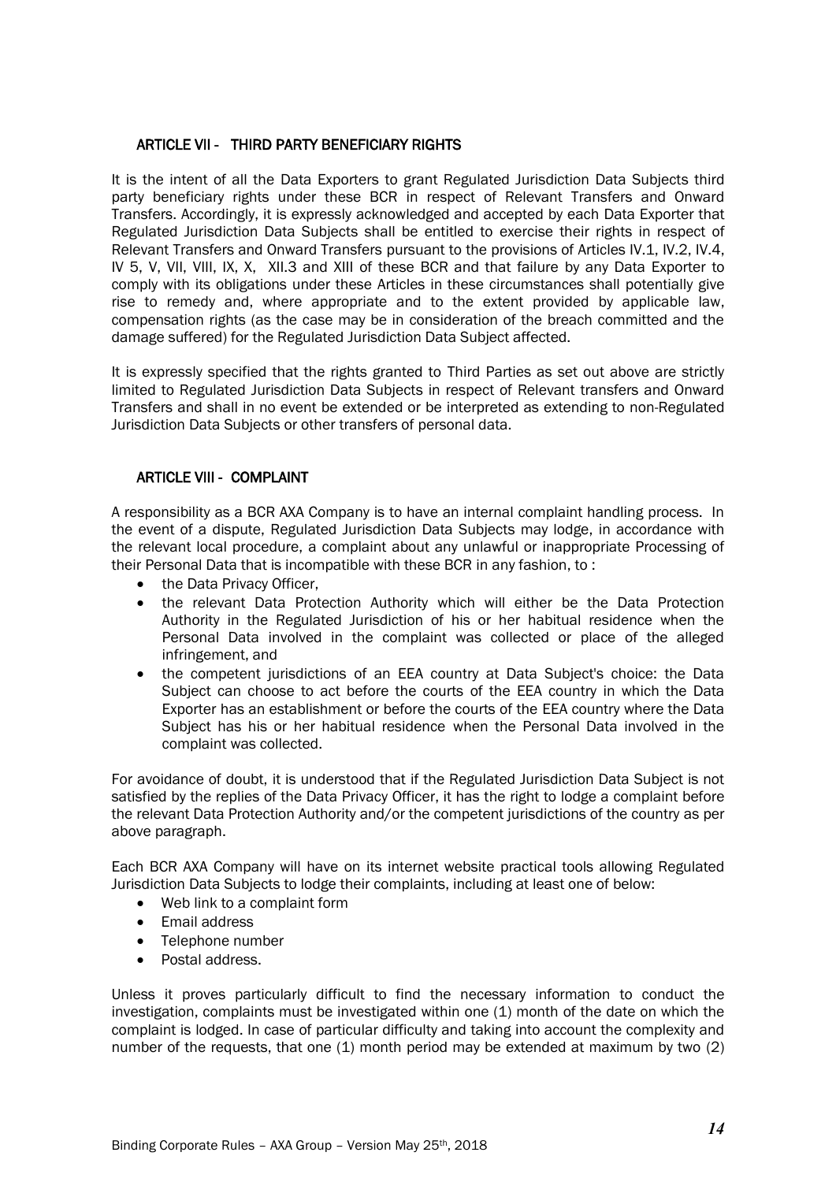## ARTICLE VII - THIRD PARTY BENEFICIARY RIGHTS

It is the intent of all the Data Exporters to grant Regulated Jurisdiction Data Subjects third party beneficiary rights under these BCR in respect of Relevant Transfers and Onward Transfers. Accordingly, it is expressly acknowledged and accepted by each Data Exporter that Regulated Jurisdiction Data Subjects shall be entitled to exercise their rights in respect of Relevant Transfers and Onward Transfers pursuant to the provisions of Articles IV.1, IV.2, IV.4, IV 5, V, VII, VIII, IX, X, XII.3 and XIII of these BCR and that failure by any Data Exporter to comply with its obligations under these Articles in these circumstances shall potentially give rise to remedy and, where appropriate and to the extent provided by applicable law, compensation rights (as the case may be in consideration of the breach committed and the damage suffered) for the Regulated Jurisdiction Data Subject affected.

It is expressly specified that the rights granted to Third Parties as set out above are strictly limited to Regulated Jurisdiction Data Subjects in respect of Relevant transfers and Onward Transfers and shall in no event be extended or be interpreted as extending to non-Regulated Jurisdiction Data Subjects or other transfers of personal data.

## ARTICLE VIII - COMPLAINT

A responsibility as a BCR AXA Company is to have an internal complaint handling process. In the event of a dispute, Regulated Jurisdiction Data Subjects may lodge, in accordance with the relevant local procedure, a complaint about any unlawful or inappropriate Processing of their Personal Data that is incompatible with these BCR in any fashion, to :

- the Data Privacy Officer,
- the relevant Data Protection Authority which will either be the Data Protection Authority in the Regulated Jurisdiction of his or her habitual residence when the Personal Data involved in the complaint was collected or place of the alleged infringement, and
- the competent jurisdictions of an EEA country at Data Subject's choice: the Data Subject can choose to act before the courts of the EEA country in which the Data Exporter has an establishment or before the courts of the EEA country where the Data Subject has his or her habitual residence when the Personal Data involved in the complaint was collected.

For avoidance of doubt, it is understood that if the Regulated Jurisdiction Data Subject is not satisfied by the replies of the Data Privacy Officer, it has the right to lodge a complaint before the relevant Data Protection Authority and/or the competent jurisdictions of the country as per above paragraph.

Each BCR AXA Company will have on its internet website practical tools allowing Regulated Jurisdiction Data Subjects to lodge their complaints, including at least one of below:

- Web link to a complaint form
- Email address
- Telephone number
- Postal address.

Unless it proves particularly difficult to find the necessary information to conduct the investigation, complaints must be investigated within one (1) month of the date on which the complaint is lodged. In case of particular difficulty and taking into account the complexity and number of the requests, that one (1) month period may be extended at maximum by two (2)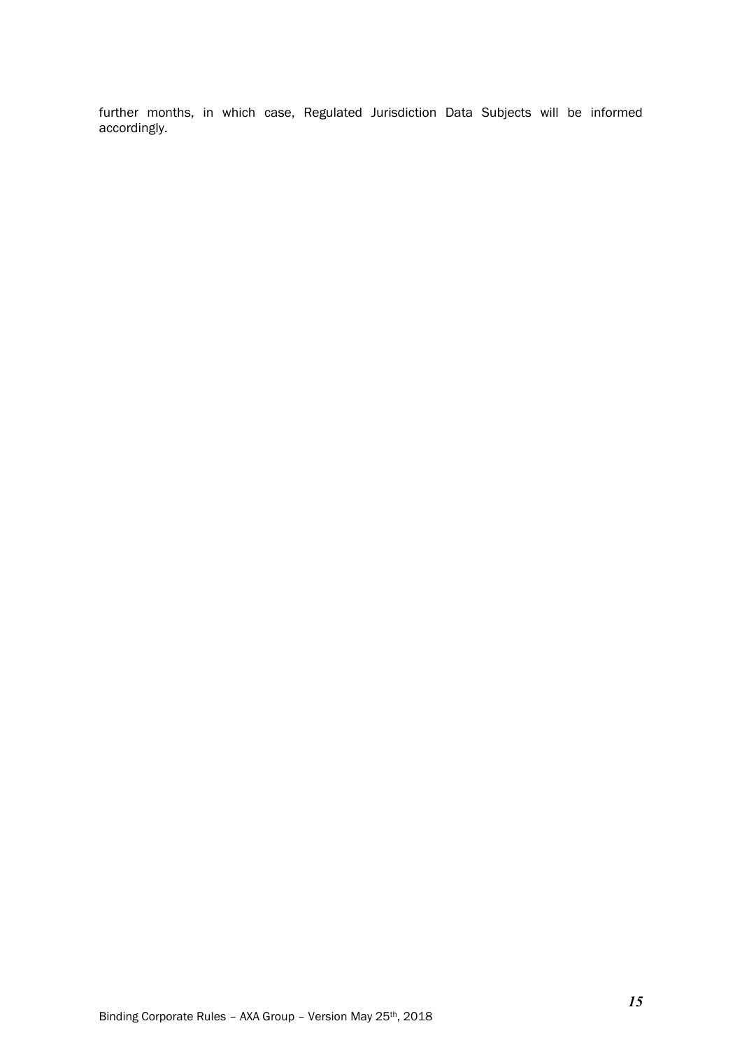further months, in which case, Regulated Jurisdiction Data Subjects will be informed accordingly.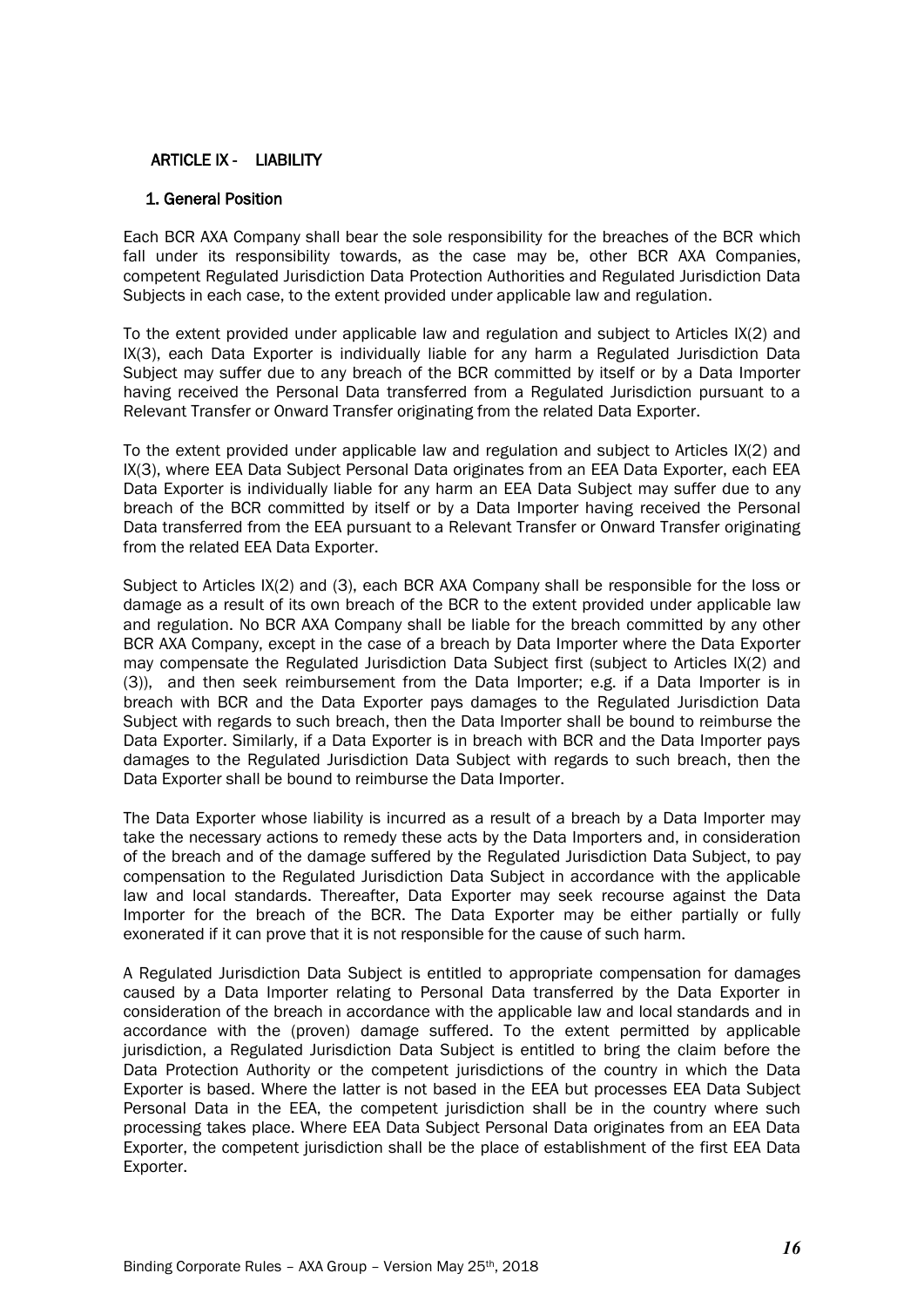## ARTICLE IX - LIABILITY

### 1. General Position

Each BCR AXA Company shall bear the sole responsibility for the breaches of the BCR which fall under its responsibility towards, as the case may be, other BCR AXA Companies, competent Regulated Jurisdiction Data Protection Authorities and Regulated Jurisdiction Data Subjects in each case, to the extent provided under applicable law and regulation.

To the extent provided under applicable law and regulation and subject to Articles IX(2) and IX(3), each Data Exporter is individually liable for any harm a Regulated Jurisdiction Data Subject may suffer due to any breach of the BCR committed by itself or by a Data Importer having received the Personal Data transferred from a Regulated Jurisdiction pursuant to a Relevant Transfer or Onward Transfer originating from the related Data Exporter.

To the extent provided under applicable law and regulation and subject to Articles IX(2) and IX(3), where EEA Data Subject Personal Data originates from an EEA Data Exporter, each EEA Data Exporter is individually liable for any harm an EEA Data Subject may suffer due to any breach of the BCR committed by itself or by a Data Importer having received the Personal Data transferred from the EEA pursuant to a Relevant Transfer or Onward Transfer originating from the related EEA Data Exporter.

Subject to Articles IX(2) and (3), each BCR AXA Company shall be responsible for the loss or damage as a result of its own breach of the BCR to the extent provided under applicable law and regulation. No BCR AXA Company shall be liable for the breach committed by any other BCR AXA Company, except in the case of a breach by Data Importer where the Data Exporter may compensate the Regulated Jurisdiction Data Subject first (subject to Articles IX(2) and (3)), and then seek reimbursement from the Data Importer; e.g. if a Data Importer is in breach with BCR and the Data Exporter pays damages to the Regulated Jurisdiction Data Subject with regards to such breach, then the Data Importer shall be bound to reimburse the Data Exporter. Similarly, if a Data Exporter is in breach with BCR and the Data Importer pays damages to the Regulated Jurisdiction Data Subject with regards to such breach, then the Data Exporter shall be bound to reimburse the Data Importer.

The Data Exporter whose liability is incurred as a result of a breach by a Data Importer may take the necessary actions to remedy these acts by the Data Importers and, in consideration of the breach and of the damage suffered by the Regulated Jurisdiction Data Subject, to pay compensation to the Regulated Jurisdiction Data Subject in accordance with the applicable law and local standards. Thereafter, Data Exporter may seek recourse against the Data Importer for the breach of the BCR. The Data Exporter may be either partially or fully exonerated if it can prove that it is not responsible for the cause of such harm.

A Regulated Jurisdiction Data Subject is entitled to appropriate compensation for damages caused by a Data Importer relating to Personal Data transferred by the Data Exporter in consideration of the breach in accordance with the applicable law and local standards and in accordance with the (proven) damage suffered. To the extent permitted by applicable jurisdiction, a Regulated Jurisdiction Data Subject is entitled to bring the claim before the Data Protection Authority or the competent jurisdictions of the country in which the Data Exporter is based. Where the latter is not based in the EEA but processes EEA Data Subject Personal Data in the EEA, the competent jurisdiction shall be in the country where such processing takes place. Where EEA Data Subject Personal Data originates from an EEA Data Exporter, the competent jurisdiction shall be the place of establishment of the first EEA Data Exporter.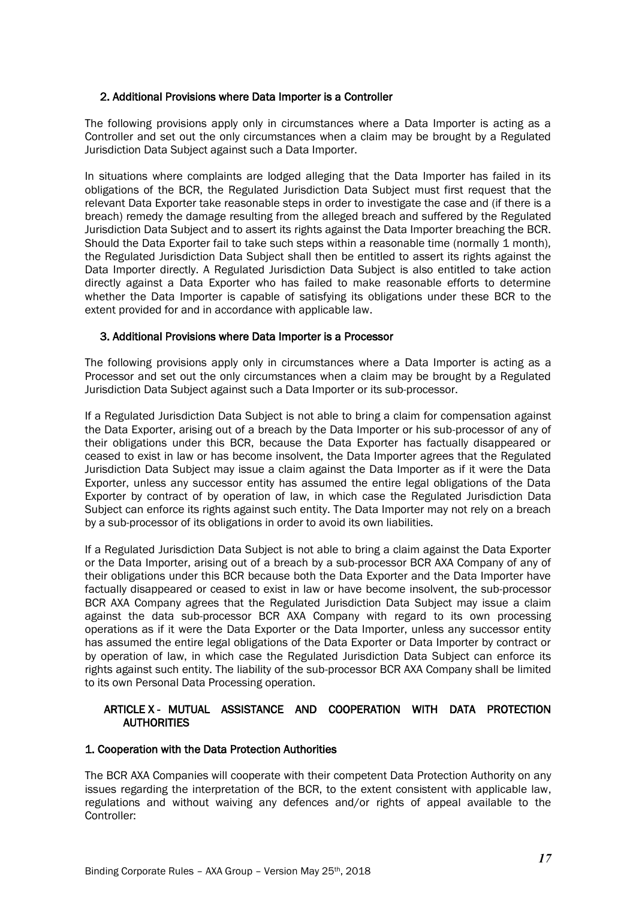### 2. Additional Provisions where Data Importer is a Controller

The following provisions apply only in circumstances where a Data Importer is acting as a Controller and set out the only circumstances when a claim may be brought by a Regulated Jurisdiction Data Subject against such a Data Importer.

In situations where complaints are lodged alleging that the Data Importer has failed in its obligations of the BCR, the Regulated Jurisdiction Data Subject must first request that the relevant Data Exporter take reasonable steps in order to investigate the case and (if there is a breach) remedy the damage resulting from the alleged breach and suffered by the Regulated Jurisdiction Data Subject and to assert its rights against the Data Importer breaching the BCR. Should the Data Exporter fail to take such steps within a reasonable time (normally 1 month), the Regulated Jurisdiction Data Subject shall then be entitled to assert its rights against the Data Importer directly. A Regulated Jurisdiction Data Subject is also entitled to take action directly against a Data Exporter who has failed to make reasonable efforts to determine whether the Data Importer is capable of satisfying its obligations under these BCR to the extent provided for and in accordance with applicable law.

### 3. Additional Provisions where Data Importer is a Processor

The following provisions apply only in circumstances where a Data Importer is acting as a Processor and set out the only circumstances when a claim may be brought by a Regulated Jurisdiction Data Subject against such a Data Importer or its sub-processor.

If a Regulated Jurisdiction Data Subject is not able to bring a claim for compensation against the Data Exporter, arising out of a breach by the Data Importer or his sub-processor of any of their obligations under this BCR, because the Data Exporter has factually disappeared or ceased to exist in law or has become insolvent, the Data Importer agrees that the Regulated Jurisdiction Data Subject may issue a claim against the Data Importer as if it were the Data Exporter, unless any successor entity has assumed the entire legal obligations of the Data Exporter by contract of by operation of law, in which case the Regulated Jurisdiction Data Subject can enforce its rights against such entity. The Data Importer may not rely on a breach by a sub-processor of its obligations in order to avoid its own liabilities.

If a Regulated Jurisdiction Data Subject is not able to bring a claim against the Data Exporter or the Data Importer, arising out of a breach by a sub-processor BCR AXA Company of any of their obligations under this BCR because both the Data Exporter and the Data Importer have factually disappeared or ceased to exist in law or have become insolvent, the sub-processor BCR AXA Company agrees that the Regulated Jurisdiction Data Subject may issue a claim against the data sub-processor BCR AXA Company with regard to its own processing operations as if it were the Data Exporter or the Data Importer, unless any successor entity has assumed the entire legal obligations of the Data Exporter or Data Importer by contract or by operation of law, in which case the Regulated Jurisdiction Data Subject can enforce its rights against such entity. The liability of the sub-processor BCR AXA Company shall be limited to its own Personal Data Processing operation.

## ARTICLE X - MUTUAL ASSISTANCE AND COOPERATION WITH DATA PROTECTION AUTHORITIES

### 1. Cooperation with the Data Protection Authorities

The BCR AXA Companies will cooperate with their competent Data Protection Authority on any issues regarding the interpretation of the BCR, to the extent consistent with applicable law, regulations and without waiving any defences and/or rights of appeal available to the Controller: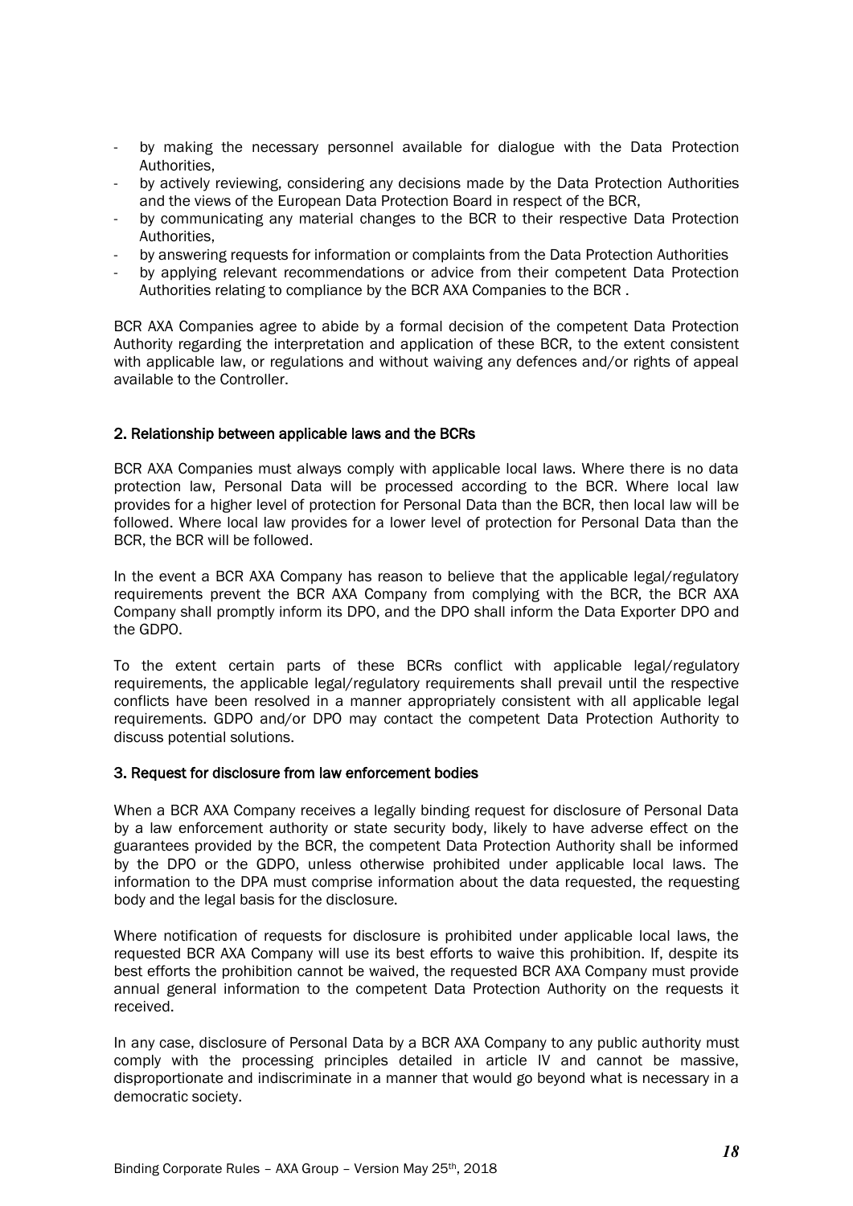- by making the necessary personnel available for dialogue with the Data Protection Authorities,
- by actively reviewing, considering any decisions made by the Data Protection Authorities and the views of the European Data Protection Board in respect of the BCR,
- by communicating any material changes to the BCR to their respective Data Protection Authorities,
- by answering requests for information or complaints from the Data Protection Authorities
- by applying relevant recommendations or advice from their competent Data Protection Authorities relating to compliance by the BCR AXA Companies to the BCR .

BCR AXA Companies agree to abide by a formal decision of the competent Data Protection Authority regarding the interpretation and application of these BCR, to the extent consistent with applicable law, or regulations and without waiving any defences and/or rights of appeal available to the Controller.

### 2. Relationship between applicable laws and the BCRs

BCR AXA Companies must always comply with applicable local laws. Where there is no data protection law, Personal Data will be processed according to the BCR. Where local law provides for a higher level of protection for Personal Data than the BCR, then local law will be followed. Where local law provides for a lower level of protection for Personal Data than the BCR, the BCR will be followed.

In the event a BCR AXA Company has reason to believe that the applicable legal/regulatory requirements prevent the BCR AXA Company from complying with the BCR, the BCR AXA Company shall promptly inform its DPO, and the DPO shall inform the Data Exporter DPO and the GDPO.

To the extent certain parts of these BCRs conflict with applicable legal/regulatory requirements, the applicable legal/regulatory requirements shall prevail until the respective conflicts have been resolved in a manner appropriately consistent with all applicable legal requirements. GDPO and/or DPO may contact the competent Data Protection Authority to discuss potential solutions.

### 3. Request for disclosure from law enforcement bodies

When a BCR AXA Company receives a legally binding request for disclosure of Personal Data by a law enforcement authority or state security body, likely to have adverse effect on the guarantees provided by the BCR, the competent Data Protection Authority shall be informed by the DPO or the GDPO, unless otherwise prohibited under applicable local laws. The information to the DPA must comprise information about the data requested, the requesting body and the legal basis for the disclosure.

Where notification of requests for disclosure is prohibited under applicable local laws, the requested BCR AXA Company will use its best efforts to waive this prohibition. If, despite its best efforts the prohibition cannot be waived, the requested BCR AXA Company must provide annual general information to the competent Data Protection Authority on the requests it received.

In any case, disclosure of Personal Data by a BCR AXA Company to any public authority must comply with the processing principles detailed in article IV and cannot be massive, disproportionate and indiscriminate in a manner that would go beyond what is necessary in a democratic society.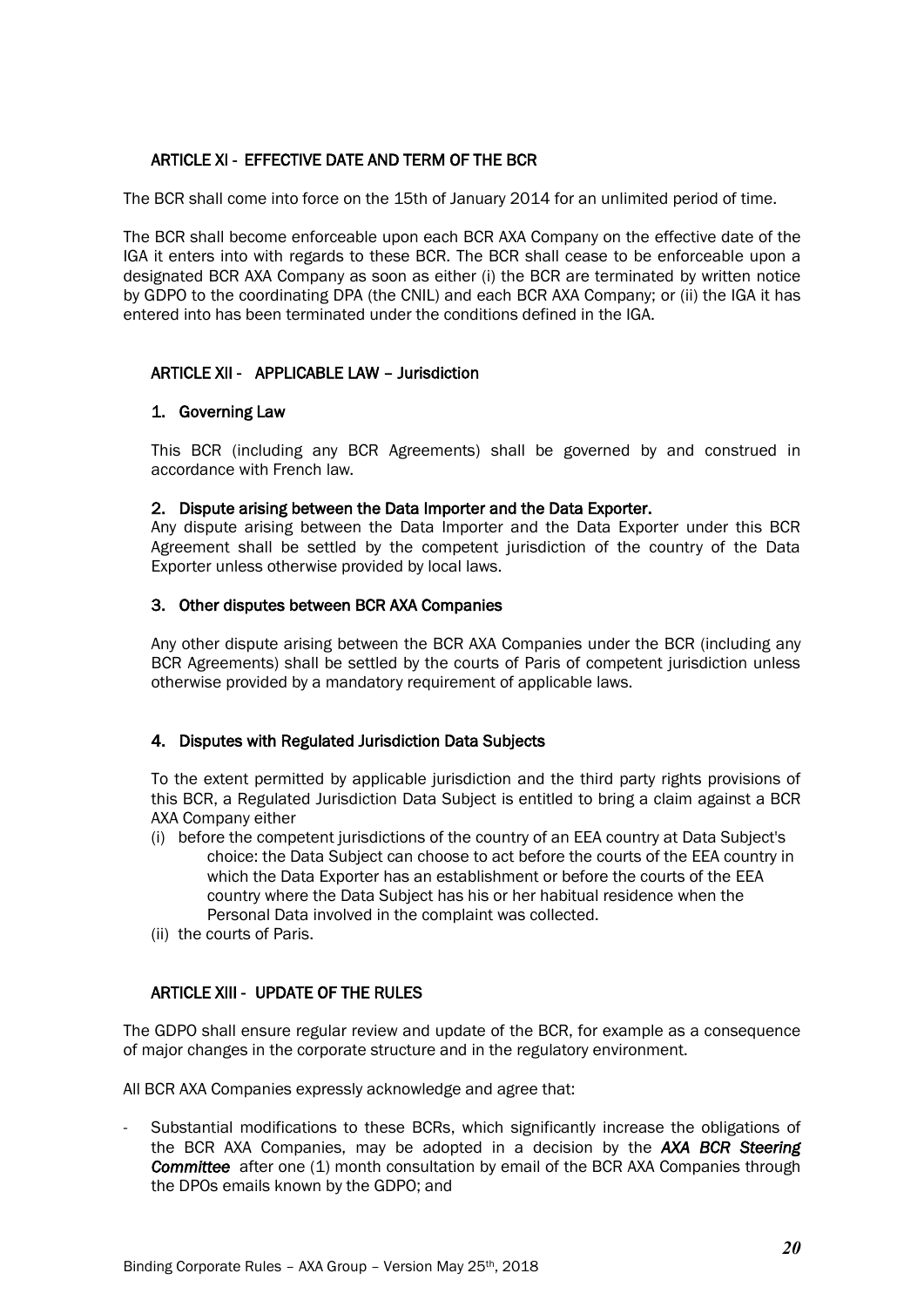## ARTICLE XI - EFFECTIVE DATE AND TERM OF THE BCR

The BCR shall come into force on the 15th of January 2014 for an unlimited period of time.

The BCR shall become enforceable upon each BCR AXA Company on the effective date of the IGA it enters into with regards to these BCR. The BCR shall cease to be enforceable upon a designated BCR AXA Company as soon as either (i) the BCR are terminated by written notice by GDPO to the coordinating DPA (the CNIL) and each BCR AXA Company; or (ii) the IGA it has entered into has been terminated under the conditions defined in the IGA.

## ARTICLE XII - APPLICABLE LAW – Jurisdiction

### 1. Governing Law

This BCR (including any BCR Agreements) shall be governed by and construed in accordance with French law.

### 2. Dispute arising between the Data Importer and the Data Exporter.

Any dispute arising between the Data Importer and the Data Exporter under this BCR Agreement shall be settled by the competent jurisdiction of the country of the Data Exporter unless otherwise provided by local laws.

### 3. Other disputes between BCR AXA Companies

Any other dispute arising between the BCR AXA Companies under the BCR (including any BCR Agreements) shall be settled by the courts of Paris of competent jurisdiction unless otherwise provided by a mandatory requirement of applicable laws.

### 4. Disputes with Regulated Jurisdiction Data Subjects

To the extent permitted by applicable jurisdiction and the third party rights provisions of this BCR, a Regulated Jurisdiction Data Subject is entitled to bring a claim against a BCR AXA Company either

(i) before the competent jurisdictions of the country of an EEA country at Data Subject's choice: the Data Subject can choose to act before the courts of the EEA country in which the Data Exporter has an establishment or before the courts of the EEA country where the Data Subject has his or her habitual residence when the Personal Data involved in the complaint was collected.

(ii) the courts of Paris.

## ARTICLE XIII - UPDATE OF THE RULES

The GDPO shall ensure regular review and update of the BCR, for example as a consequence of major changes in the corporate structure and in the regulatory environment.

All BCR AXA Companies expressly acknowledge and agree that:

- Substantial modifications to these BCRs, which significantly increase the obligations of the BCR AXA Companies, may be adopted in a decision by the ***AXA BCR Steering Committee*** after one (1) month consultation by email of the BCR AXA Companies through the DPOs emails known by the GDPO; and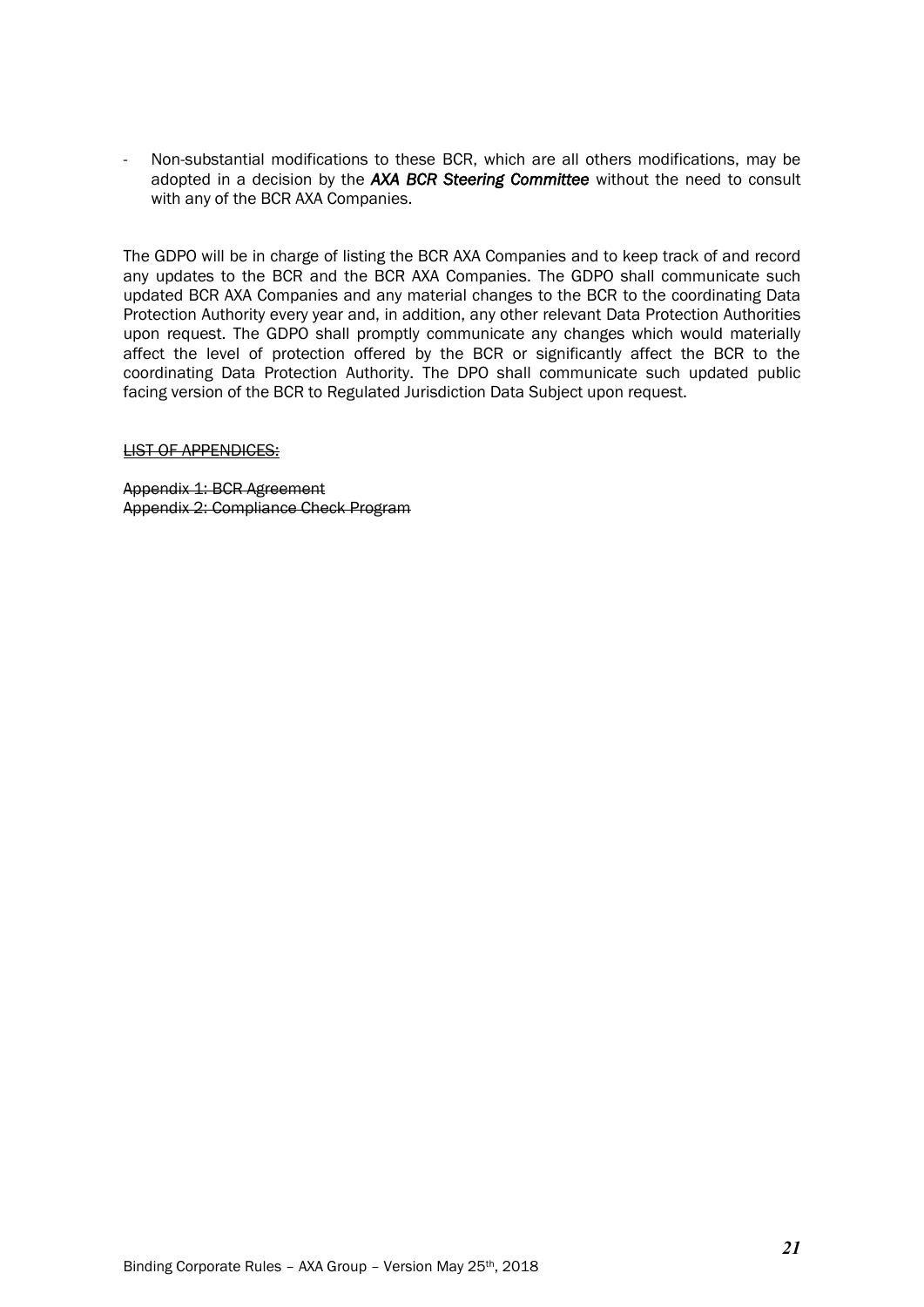- Non-substantial modifications to these BCR, which are all others modifications, may be adopted in a decision by the ***AXA BCR Steering Committee*** without the need to consult with any of the BCR AXA Companies.

The GDPO will be in charge of listing the BCR AXA Companies and to keep track of and record any updates to the BCR and the BCR AXA Companies. The GDPO shall communicate such updated BCR AXA Companies and any material changes to the BCR to the coordinating Data Protection Authority every year and, in addition, any other relevant Data Protection Authorities upon request. The GDPO shall promptly communicate any changes which would materially affect the level of protection offered by the BCR or significantly affect the BCR to the coordinating Data Protection Authority. The DPO shall communicate such updated public facing version of the BCR to Regulated Jurisdiction Data Subject upon request.

~~LIST OF APPENDICES:~~

~~Appendix 1: BCR Agreement~~
~~Appendix 2: Compliance Check Program~~